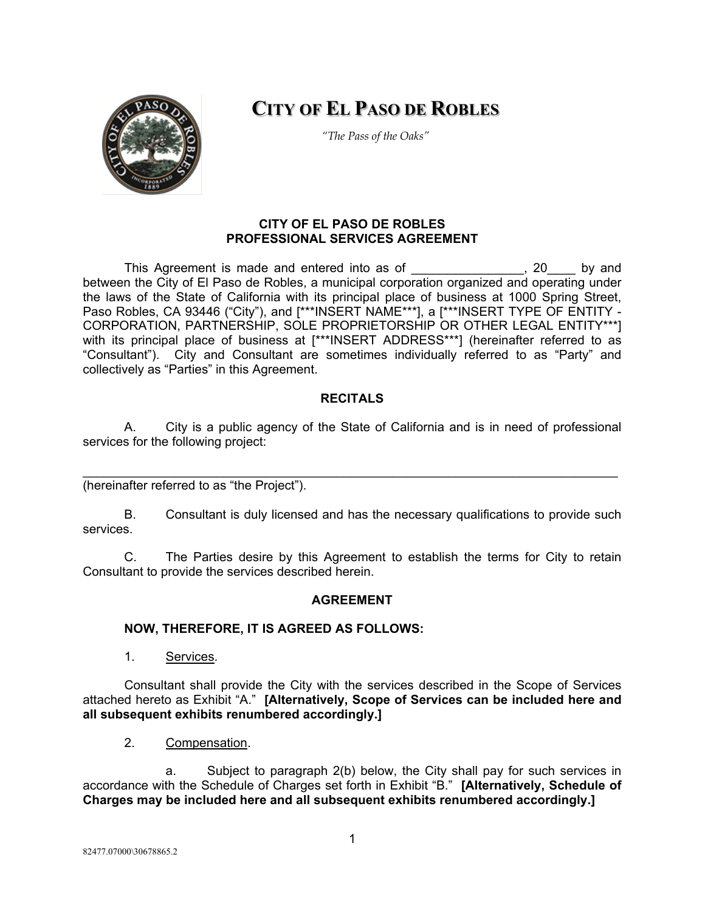# CITY OF EL PASO DE ROBLES

*"The Pass of the Oaks"*

**CITY OF EL PASO DE ROBLES**
**PROFESSIONAL SERVICES AGREEMENT**

This Agreement is made and entered into as of ________________, 20____ by and between the City of El Paso de Robles, a municipal corporation organized and operating under the laws of the State of California with its principal place of business at 1000 Spring Street, Paso Robles, CA 93446 ("City"), and [***INSERT NAME***], a [***INSERT TYPE OF ENTITY - CORPORATION, PARTNERSHIP, SOLE PROPRIETORSHIP OR OTHER LEGAL ENTITY***] with its principal place of business at [***INSERT ADDRESS***] (hereinafter referred to as "Consultant"). City and Consultant are sometimes individually referred to as "Party" and collectively as "Parties" in this Agreement.

**RECITALS**

A. City is a public agency of the State of California and is in need of professional services for the following project:

_______________________________________________________________________________
(hereinafter referred to as "the Project").

B. Consultant is duly licensed and has the necessary qualifications to provide such services.

C. The Parties desire by this Agreement to establish the terms for City to retain Consultant to provide the services described herein.

**AGREEMENT**

**NOW, THEREFORE, IT IS AGREED AS FOLLOWS:**

1. Services.

Consultant shall provide the City with the services described in the Scope of Services attached hereto as Exhibit "A." **[Alternatively, Scope of Services can be included here and all subsequent exhibits renumbered accordingly.]**

2. Compensation.

a. Subject to paragraph 2(b) below, the City shall pay for such services in accordance with the Schedule of Charges set forth in Exhibit "B." **[Alternatively, Schedule of Charges may be included here and all subsequent exhibits renumbered accordingly.]**

82477.07000\30678865.2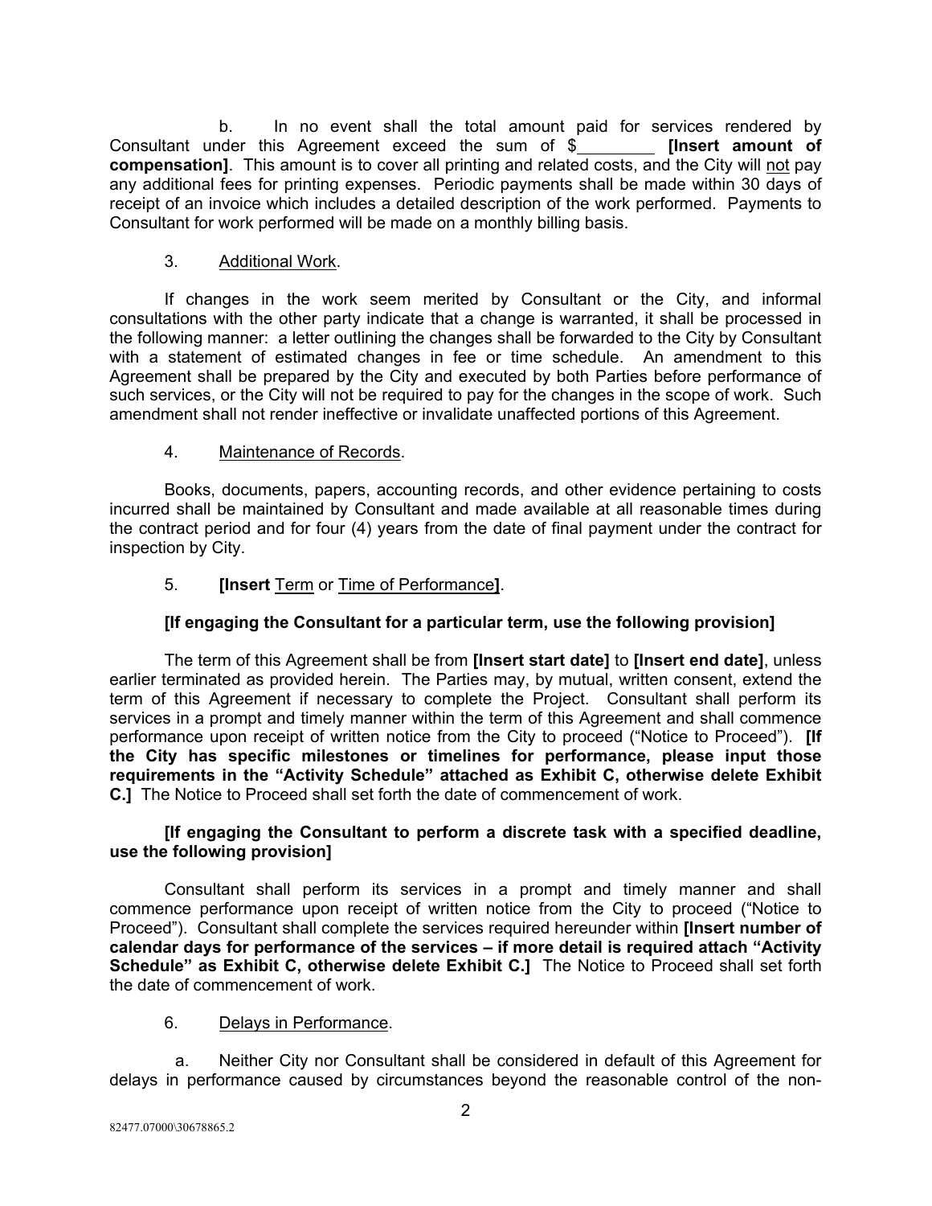b. In no event shall the total amount paid for services rendered by Consultant under this Agreement exceed the sum of $________ **[Insert amount of compensation]**. This amount is to cover all printing and related costs, and the City will not pay any additional fees for printing expenses. Periodic payments shall be made within 30 days of receipt of an invoice which includes a detailed description of the work performed. Payments to Consultant for work performed will be made on a monthly billing basis.

3. Additional Work.

If changes in the work seem merited by Consultant or the City, and informal consultations with the other party indicate that a change is warranted, it shall be processed in the following manner: a letter outlining the changes shall be forwarded to the City by Consultant with a statement of estimated changes in fee or time schedule. An amendment to this Agreement shall be prepared by the City and executed by both Parties before performance of such services, or the City will not be required to pay for the changes in the scope of work. Such amendment shall not render ineffective or invalidate unaffected portions of this Agreement.

4. Maintenance of Records.

Books, documents, papers, accounting records, and other evidence pertaining to costs incurred shall be maintained by Consultant and made available at all reasonable times during the contract period and for four (4) years from the date of final payment under the contract for inspection by City.

5. **[Insert** Term or Time of Performance**]**.

**[If engaging the Consultant for a particular term, use the following provision]**

The term of this Agreement shall be from **[Insert start date]** to **[Insert end date]**, unless earlier terminated as provided herein. The Parties may, by mutual, written consent, extend the term of this Agreement if necessary to complete the Project. Consultant shall perform its services in a prompt and timely manner within the term of this Agreement and shall commence performance upon receipt of written notice from the City to proceed ("Notice to Proceed"). **[If the City has specific milestones or timelines for performance, please input those requirements in the "Activity Schedule" attached as Exhibit C, otherwise delete Exhibit C.]** The Notice to Proceed shall set forth the date of commencement of work.

**[If engaging the Consultant to perform a discrete task with a specified deadline, use the following provision]**

Consultant shall perform its services in a prompt and timely manner and shall commence performance upon receipt of written notice from the City to proceed ("Notice to Proceed"). Consultant shall complete the services required hereunder within **[Insert number of calendar days for performance of the services – if more detail is required attach "Activity Schedule" as Exhibit C, otherwise delete Exhibit C.]** The Notice to Proceed shall set forth the date of commencement of work.

6. Delays in Performance.

a. Neither City nor Consultant shall be considered in default of this Agreement for delays in performance caused by circumstances beyond the reasonable control of the non-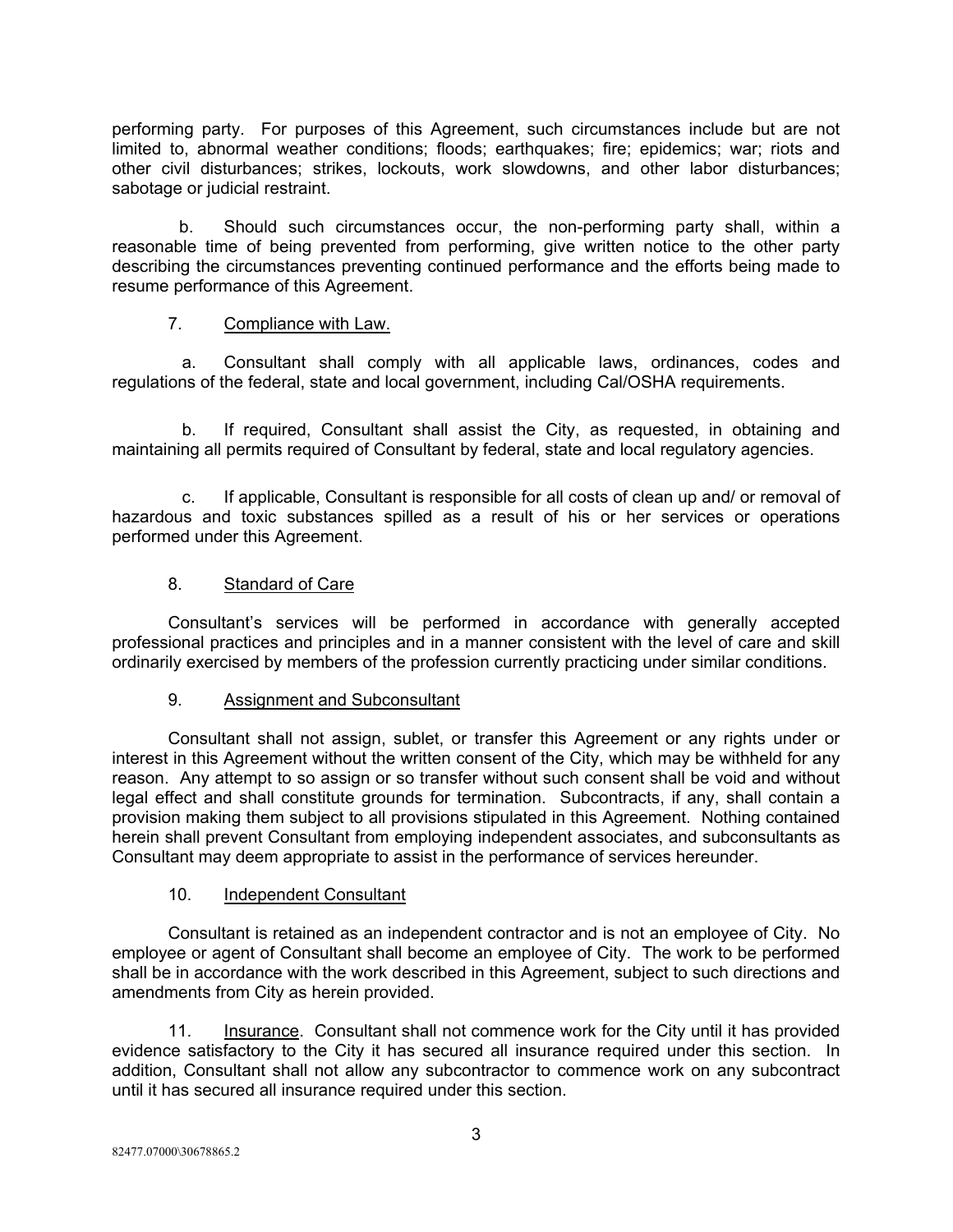performing party. For purposes of this Agreement, such circumstances include but are not limited to, abnormal weather conditions; floods; earthquakes; fire; epidemics; war; riots and other civil disturbances; strikes, lockouts, work slowdowns, and other labor disturbances; sabotage or judicial restraint.

b. Should such circumstances occur, the non-performing party shall, within a reasonable time of being prevented from performing, give written notice to the other party describing the circumstances preventing continued performance and the efforts being made to resume performance of this Agreement.

7. Compliance with Law.

a. Consultant shall comply with all applicable laws, ordinances, codes and regulations of the federal, state and local government, including Cal/OSHA requirements.

b. If required, Consultant shall assist the City, as requested, in obtaining and maintaining all permits required of Consultant by federal, state and local regulatory agencies.

c. If applicable, Consultant is responsible for all costs of clean up and/ or removal of hazardous and toxic substances spilled as a result of his or her services or operations performed under this Agreement.

8. Standard of Care

Consultant's services will be performed in accordance with generally accepted professional practices and principles and in a manner consistent with the level of care and skill ordinarily exercised by members of the profession currently practicing under similar conditions.

9. Assignment and Subconsultant

Consultant shall not assign, sublet, or transfer this Agreement or any rights under or interest in this Agreement without the written consent of the City, which may be withheld for any reason. Any attempt to so assign or so transfer without such consent shall be void and without legal effect and shall constitute grounds for termination. Subcontracts, if any, shall contain a provision making them subject to all provisions stipulated in this Agreement. Nothing contained herein shall prevent Consultant from employing independent associates, and subconsultants as Consultant may deem appropriate to assist in the performance of services hereunder.

10. Independent Consultant

Consultant is retained as an independent contractor and is not an employee of City. No employee or agent of Consultant shall become an employee of City. The work to be performed shall be in accordance with the work described in this Agreement, subject to such directions and amendments from City as herein provided.

11. Insurance. Consultant shall not commence work for the City until it has provided evidence satisfactory to the City it has secured all insurance required under this section. In addition, Consultant shall not allow any subcontractor to commence work on any subcontract until it has secured all insurance required under this section.

82477.07000\30678865.2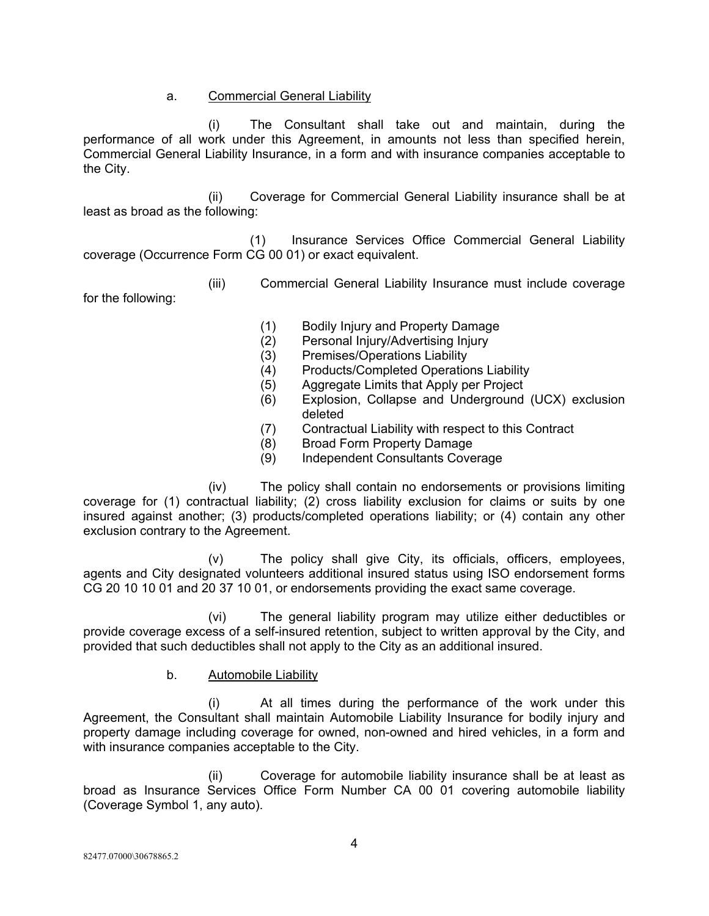a. Commercial General Liability

(i) The Consultant shall take out and maintain, during the performance of all work under this Agreement, in amounts not less than specified herein, Commercial General Liability Insurance, in a form and with insurance companies acceptable to the City.

(ii) Coverage for Commercial General Liability insurance shall be at least as broad as the following:

(1) Insurance Services Office Commercial General Liability coverage (Occurrence Form CG 00 01) or exact equivalent.

(iii) Commercial General Liability Insurance must include coverage for the following:

(1) Bodily Injury and Property Damage
(2) Personal Injury/Advertising Injury
(3) Premises/Operations Liability
(4) Products/Completed Operations Liability
(5) Aggregate Limits that Apply per Project
(6) Explosion, Collapse and Underground (UCX) exclusion deleted
(7) Contractual Liability with respect to this Contract
(8) Broad Form Property Damage
(9) Independent Consultants Coverage

(iv) The policy shall contain no endorsements or provisions limiting coverage for (1) contractual liability; (2) cross liability exclusion for claims or suits by one insured against another; (3) products/completed operations liability; or (4) contain any other exclusion contrary to the Agreement.

(v) The policy shall give City, its officials, officers, employees, agents and City designated volunteers additional insured status using ISO endorsement forms CG 20 10 10 01 and 20 37 10 01, or endorsements providing the exact same coverage.

(vi) The general liability program may utilize either deductibles or provide coverage excess of a self-insured retention, subject to written approval by the City, and provided that such deductibles shall not apply to the City as an additional insured.

b. Automobile Liability

(i) At all times during the performance of the work under this Agreement, the Consultant shall maintain Automobile Liability Insurance for bodily injury and property damage including coverage for owned, non-owned and hired vehicles, in a form and with insurance companies acceptable to the City.

(ii) Coverage for automobile liability insurance shall be at least as broad as Insurance Services Office Form Number CA 00 01 covering automobile liability (Coverage Symbol 1, any auto).

82477.07000\30678865.2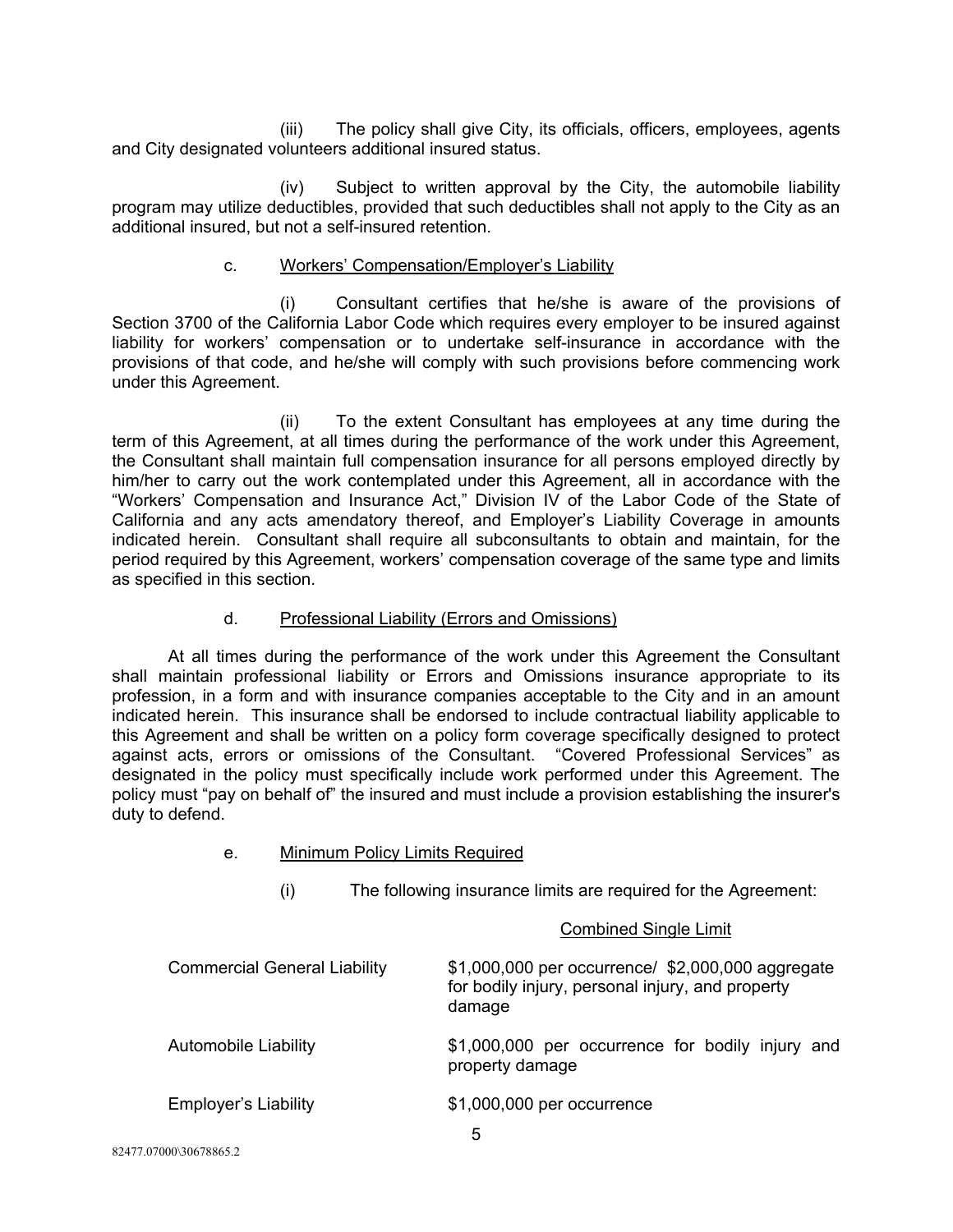(iii) The policy shall give City, its officials, officers, employees, agents and City designated volunteers additional insured status.

(iv) Subject to written approval by the City, the automobile liability program may utilize deductibles, provided that such deductibles shall not apply to the City as an additional insured, but not a self-insured retention.

c. Workers' Compensation/Employer's Liability

(i) Consultant certifies that he/she is aware of the provisions of Section 3700 of the California Labor Code which requires every employer to be insured against liability for workers' compensation or to undertake self-insurance in accordance with the provisions of that code, and he/she will comply with such provisions before commencing work under this Agreement.

(ii) To the extent Consultant has employees at any time during the term of this Agreement, at all times during the performance of the work under this Agreement, the Consultant shall maintain full compensation insurance for all persons employed directly by him/her to carry out the work contemplated under this Agreement, all in accordance with the "Workers' Compensation and Insurance Act," Division IV of the Labor Code of the State of California and any acts amendatory thereof, and Employer's Liability Coverage in amounts indicated herein. Consultant shall require all subconsultants to obtain and maintain, for the period required by this Agreement, workers' compensation coverage of the same type and limits as specified in this section.

d. Professional Liability (Errors and Omissions)

At all times during the performance of the work under this Agreement the Consultant shall maintain professional liability or Errors and Omissions insurance appropriate to its profession, in a form and with insurance companies acceptable to the City and in an amount indicated herein. This insurance shall be endorsed to include contractual liability applicable to this Agreement and shall be written on a policy form coverage specifically designed to protect against acts, errors or omissions of the Consultant. "Covered Professional Services" as designated in the policy must specifically include work performed under this Agreement. The policy must "pay on behalf of" the insured and must include a provision establishing the insurer's duty to defend.

e. Minimum Policy Limits Required

(i) The following insurance limits are required for the Agreement:

| | Combined Single Limit |
|---|---|
| Commercial General Liability | $1,000,000 per occurrence/ $2,000,000 aggregate for bodily injury, personal injury, and property damage |
| Automobile Liability | $1,000,000 per occurrence for bodily injury and property damage |
| Employer's Liability | $1,000,000 per occurrence |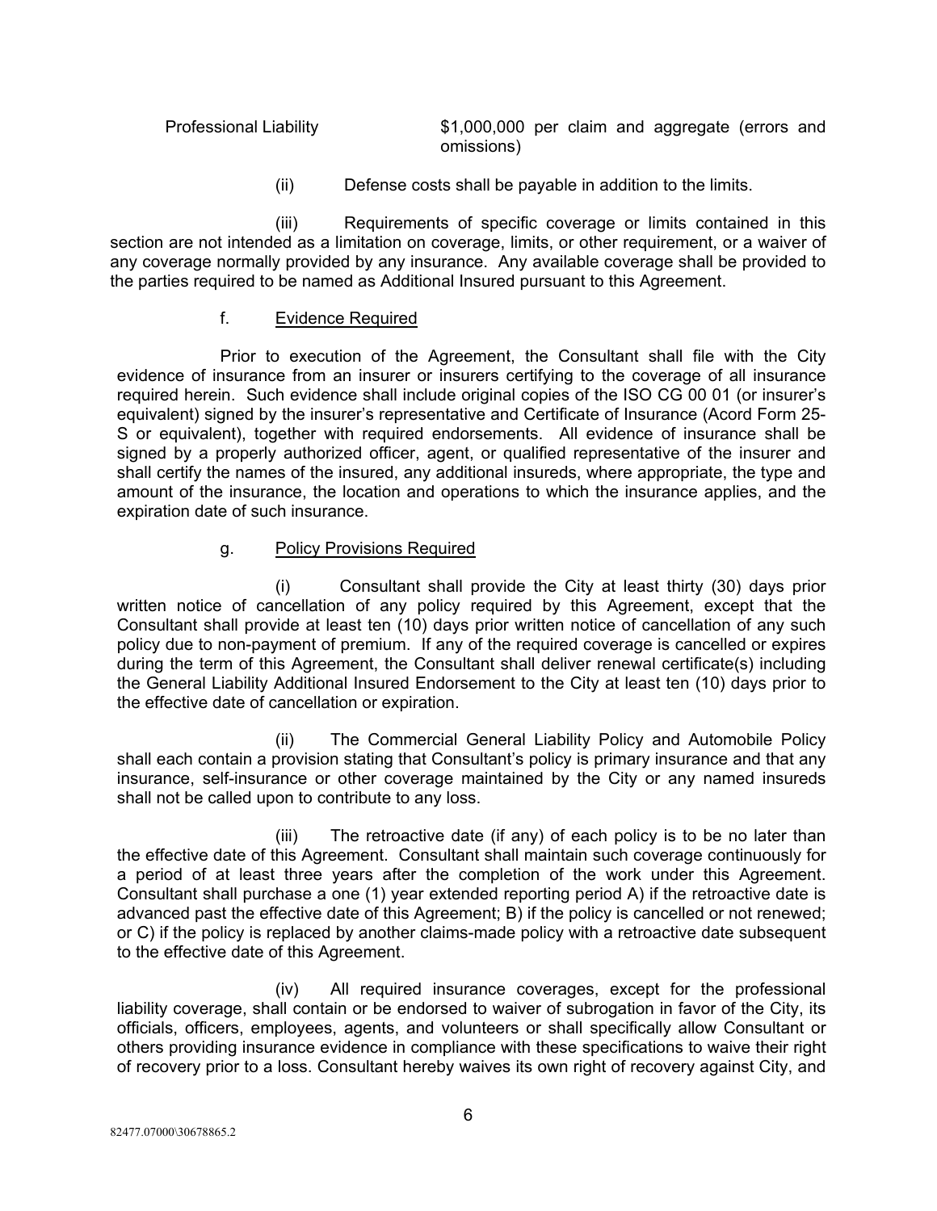| | |
|---|---|
| Professional Liability | $1,000,000 per claim and aggregate (errors and omissions) |

(ii) Defense costs shall be payable in addition to the limits.

(iii) Requirements of specific coverage or limits contained in this section are not intended as a limitation on coverage, limits, or other requirement, or a waiver of any coverage normally provided by any insurance. Any available coverage shall be provided to the parties required to be named as Additional Insured pursuant to this Agreement.

f. Evidence Required

Prior to execution of the Agreement, the Consultant shall file with the City evidence of insurance from an insurer or insurers certifying to the coverage of all insurance required herein. Such evidence shall include original copies of the ISO CG 00 01 (or insurer's equivalent) signed by the insurer's representative and Certificate of Insurance (Acord Form 25-S or equivalent), together with required endorsements. All evidence of insurance shall be signed by a properly authorized officer, agent, or qualified representative of the insurer and shall certify the names of the insured, any additional insureds, where appropriate, the type and amount of the insurance, the location and operations to which the insurance applies, and the expiration date of such insurance.

g. Policy Provisions Required

(i) Consultant shall provide the City at least thirty (30) days prior written notice of cancellation of any policy required by this Agreement, except that the Consultant shall provide at least ten (10) days prior written notice of cancellation of any such policy due to non-payment of premium. If any of the required coverage is cancelled or expires during the term of this Agreement, the Consultant shall deliver renewal certificate(s) including the General Liability Additional Insured Endorsement to the City at least ten (10) days prior to the effective date of cancellation or expiration.

(ii) The Commercial General Liability Policy and Automobile Policy shall each contain a provision stating that Consultant's policy is primary insurance and that any insurance, self-insurance or other coverage maintained by the City or any named insureds shall not be called upon to contribute to any loss.

(iii) The retroactive date (if any) of each policy is to be no later than the effective date of this Agreement. Consultant shall maintain such coverage continuously for a period of at least three years after the completion of the work under this Agreement. Consultant shall purchase a one (1) year extended reporting period A) if the retroactive date is advanced past the effective date of this Agreement; B) if the policy is cancelled or not renewed; or C) if the policy is replaced by another claims-made policy with a retroactive date subsequent to the effective date of this Agreement.

(iv) All required insurance coverages, except for the professional liability coverage, shall contain or be endorsed to waiver of subrogation in favor of the City, its officials, officers, employees, agents, and volunteers or shall specifically allow Consultant or others providing insurance evidence in compliance with these specifications to waive their right of recovery prior to a loss. Consultant hereby waives its own right of recovery against City, and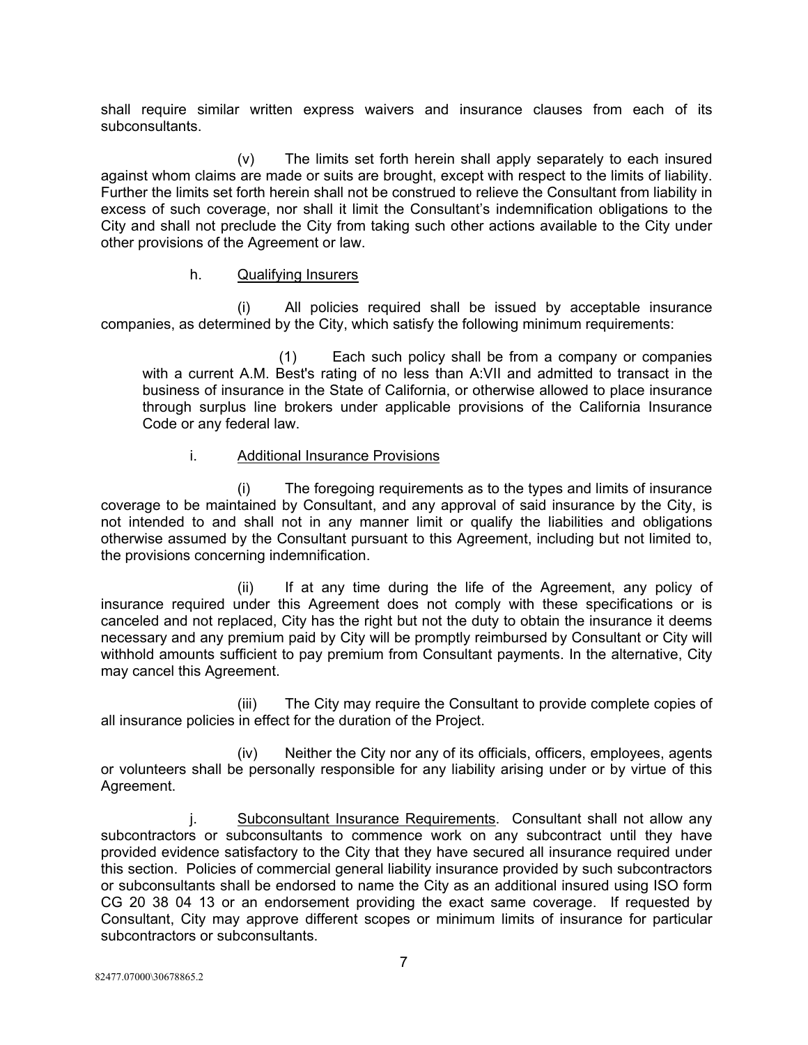shall require similar written express waivers and insurance clauses from each of its subconsultants.

(v) The limits set forth herein shall apply separately to each insured against whom claims are made or suits are brought, except with respect to the limits of liability. Further the limits set forth herein shall not be construed to relieve the Consultant from liability in excess of such coverage, nor shall it limit the Consultant's indemnification obligations to the City and shall not preclude the City from taking such other actions available to the City under other provisions of the Agreement or law.

h. Qualifying Insurers

(i) All policies required shall be issued by acceptable insurance companies, as determined by the City, which satisfy the following minimum requirements:

(1) Each such policy shall be from a company or companies with a current A.M. Best's rating of no less than A:VII and admitted to transact in the business of insurance in the State of California, or otherwise allowed to place insurance through surplus line brokers under applicable provisions of the California Insurance Code or any federal law.

i. Additional Insurance Provisions

(i) The foregoing requirements as to the types and limits of insurance coverage to be maintained by Consultant, and any approval of said insurance by the City, is not intended to and shall not in any manner limit or qualify the liabilities and obligations otherwise assumed by the Consultant pursuant to this Agreement, including but not limited to, the provisions concerning indemnification.

(ii) If at any time during the life of the Agreement, any policy of insurance required under this Agreement does not comply with these specifications or is canceled and not replaced, City has the right but not the duty to obtain the insurance it deems necessary and any premium paid by City will be promptly reimbursed by Consultant or City will withhold amounts sufficient to pay premium from Consultant payments. In the alternative, City may cancel this Agreement.

(iii) The City may require the Consultant to provide complete copies of all insurance policies in effect for the duration of the Project.

(iv) Neither the City nor any of its officials, officers, employees, agents or volunteers shall be personally responsible for any liability arising under or by virtue of this Agreement.

j. Subconsultant Insurance Requirements. Consultant shall not allow any subcontractors or subconsultants to commence work on any subcontract until they have provided evidence satisfactory to the City that they have secured all insurance required under this section. Policies of commercial general liability insurance provided by such subcontractors or subconsultants shall be endorsed to name the City as an additional insured using ISO form CG 20 38 04 13 or an endorsement providing the exact same coverage. If requested by Consultant, City may approve different scopes or minimum limits of insurance for particular subcontractors or subconsultants.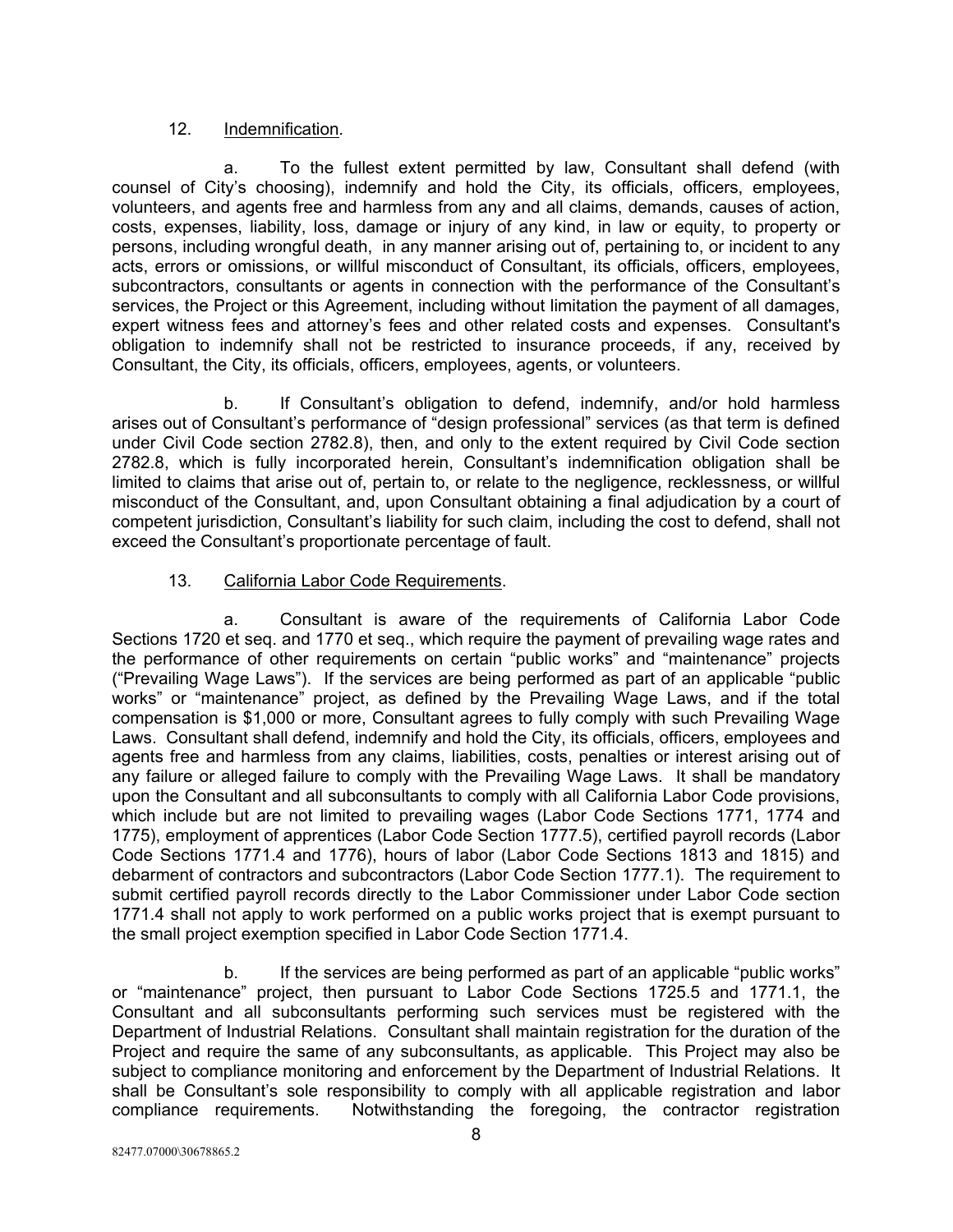12. Indemnification.

a. To the fullest extent permitted by law, Consultant shall defend (with counsel of City's choosing), indemnify and hold the City, its officials, officers, employees, volunteers, and agents free and harmless from any and all claims, demands, causes of action, costs, expenses, liability, loss, damage or injury of any kind, in law or equity, to property or persons, including wrongful death, in any manner arising out of, pertaining to, or incident to any acts, errors or omissions, or willful misconduct of Consultant, its officials, officers, employees, subcontractors, consultants or agents in connection with the performance of the Consultant's services, the Project or this Agreement, including without limitation the payment of all damages, expert witness fees and attorney's fees and other related costs and expenses. Consultant's obligation to indemnify shall not be restricted to insurance proceeds, if any, received by Consultant, the City, its officials, officers, employees, agents, or volunteers.

b. If Consultant's obligation to defend, indemnify, and/or hold harmless arises out of Consultant's performance of "design professional" services (as that term is defined under Civil Code section 2782.8), then, and only to the extent required by Civil Code section 2782.8, which is fully incorporated herein, Consultant's indemnification obligation shall be limited to claims that arise out of, pertain to, or relate to the negligence, recklessness, or willful misconduct of the Consultant, and, upon Consultant obtaining a final adjudication by a court of competent jurisdiction, Consultant's liability for such claim, including the cost to defend, shall not exceed the Consultant's proportionate percentage of fault.

13. California Labor Code Requirements.

a. Consultant is aware of the requirements of California Labor Code Sections 1720 et seq. and 1770 et seq., which require the payment of prevailing wage rates and the performance of other requirements on certain "public works" and "maintenance" projects ("Prevailing Wage Laws"). If the services are being performed as part of an applicable "public works" or "maintenance" project, as defined by the Prevailing Wage Laws, and if the total compensation is $1,000 or more, Consultant agrees to fully comply with such Prevailing Wage Laws. Consultant shall defend, indemnify and hold the City, its officials, officers, employees and agents free and harmless from any claims, liabilities, costs, penalties or interest arising out of any failure or alleged failure to comply with the Prevailing Wage Laws. It shall be mandatory upon the Consultant and all subconsultants to comply with all California Labor Code provisions, which include but are not limited to prevailing wages (Labor Code Sections 1771, 1774 and 1775), employment of apprentices (Labor Code Section 1777.5), certified payroll records (Labor Code Sections 1771.4 and 1776), hours of labor (Labor Code Sections 1813 and 1815) and debarment of contractors and subcontractors (Labor Code Section 1777.1). The requirement to submit certified payroll records directly to the Labor Commissioner under Labor Code section 1771.4 shall not apply to work performed on a public works project that is exempt pursuant to the small project exemption specified in Labor Code Section 1771.4.

b. If the services are being performed as part of an applicable "public works" or "maintenance" project, then pursuant to Labor Code Sections 1725.5 and 1771.1, the Consultant and all subconsultants performing such services must be registered with the Department of Industrial Relations. Consultant shall maintain registration for the duration of the Project and require the same of any subconsultants, as applicable. This Project may also be subject to compliance monitoring and enforcement by the Department of Industrial Relations. It shall be Consultant's sole responsibility to comply with all applicable registration and labor compliance requirements. Notwithstanding the foregoing, the contractor registration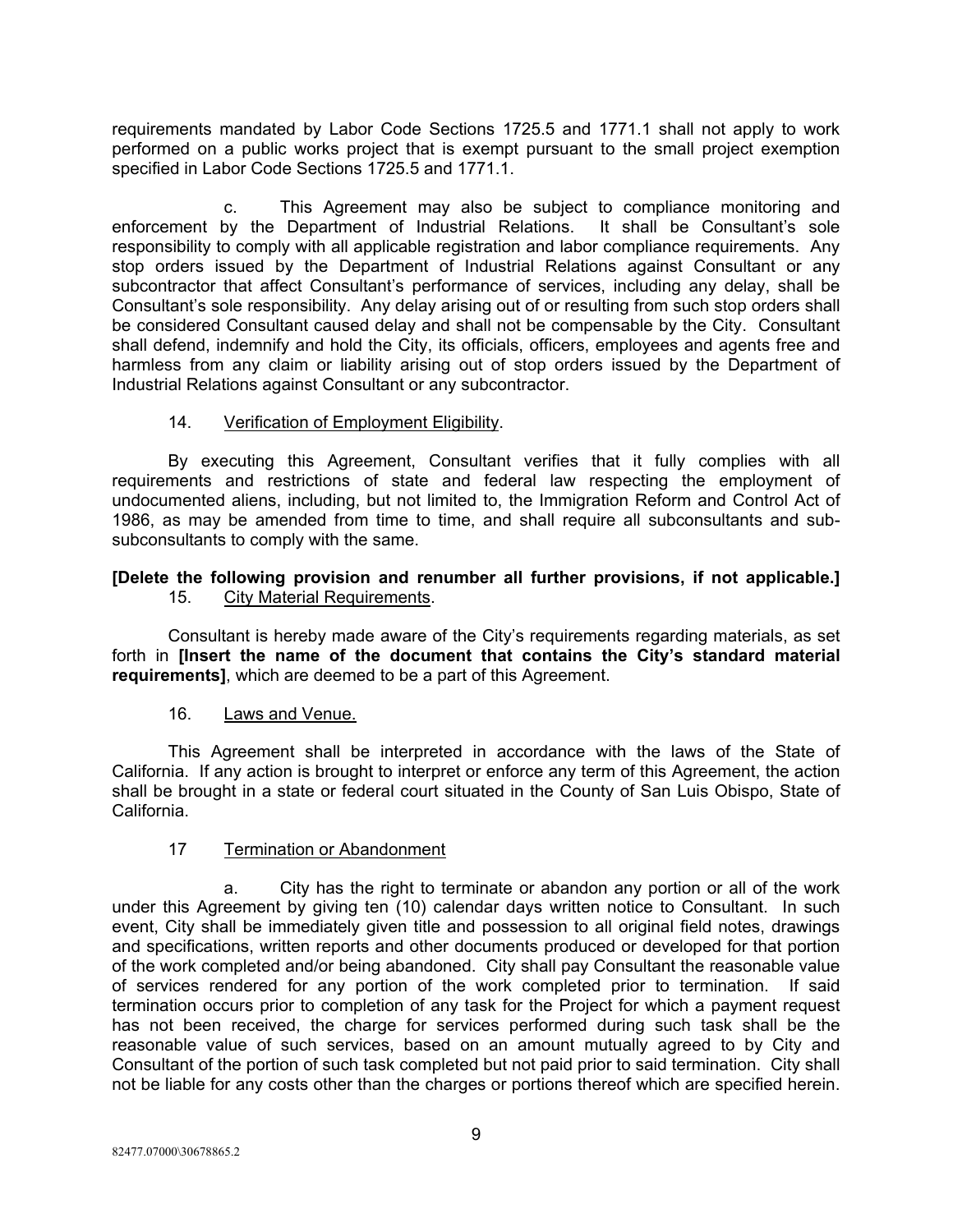requirements mandated by Labor Code Sections 1725.5 and 1771.1 shall not apply to work performed on a public works project that is exempt pursuant to the small project exemption specified in Labor Code Sections 1725.5 and 1771.1.

c. This Agreement may also be subject to compliance monitoring and enforcement by the Department of Industrial Relations. It shall be Consultant's sole responsibility to comply with all applicable registration and labor compliance requirements. Any stop orders issued by the Department of Industrial Relations against Consultant or any subcontractor that affect Consultant's performance of services, including any delay, shall be Consultant's sole responsibility. Any delay arising out of or resulting from such stop orders shall be considered Consultant caused delay and shall not be compensable by the City. Consultant shall defend, indemnify and hold the City, its officials, officers, employees and agents free and harmless from any claim or liability arising out of stop orders issued by the Department of Industrial Relations against Consultant or any subcontractor.

14. <u>Verification of Employment Eligibility</u>.

By executing this Agreement, Consultant verifies that it fully complies with all requirements and restrictions of state and federal law respecting the employment of undocumented aliens, including, but not limited to, the Immigration Reform and Control Act of 1986, as may be amended from time to time, and shall require all subconsultants and sub-subconsultants to comply with the same.

**[Delete the following provision and renumber all further provisions, if not applicable.]**

15. <u>City Material Requirements</u>.

Consultant is hereby made aware of the City's requirements regarding materials, as set forth in **[Insert the name of the document that contains the City's standard material requirements]**, which are deemed to be a part of this Agreement.

16. <u>Laws and Venue.</u>

This Agreement shall be interpreted in accordance with the laws of the State of California. If any action is brought to interpret or enforce any term of this Agreement, the action shall be brought in a state or federal court situated in the County of San Luis Obispo, State of California.

17 <u>Termination or Abandonment</u>

a. City has the right to terminate or abandon any portion or all of the work under this Agreement by giving ten (10) calendar days written notice to Consultant. In such event, City shall be immediately given title and possession to all original field notes, drawings and specifications, written reports and other documents produced or developed for that portion of the work completed and/or being abandoned. City shall pay Consultant the reasonable value of services rendered for any portion of the work completed prior to termination. If said termination occurs prior to completion of any task for the Project for which a payment request has not been received, the charge for services performed during such task shall be the reasonable value of such services, based on an amount mutually agreed to by City and Consultant of the portion of such task completed but not paid prior to said termination. City shall not be liable for any costs other than the charges or portions thereof which are specified herein.

82477.07000\30678865.2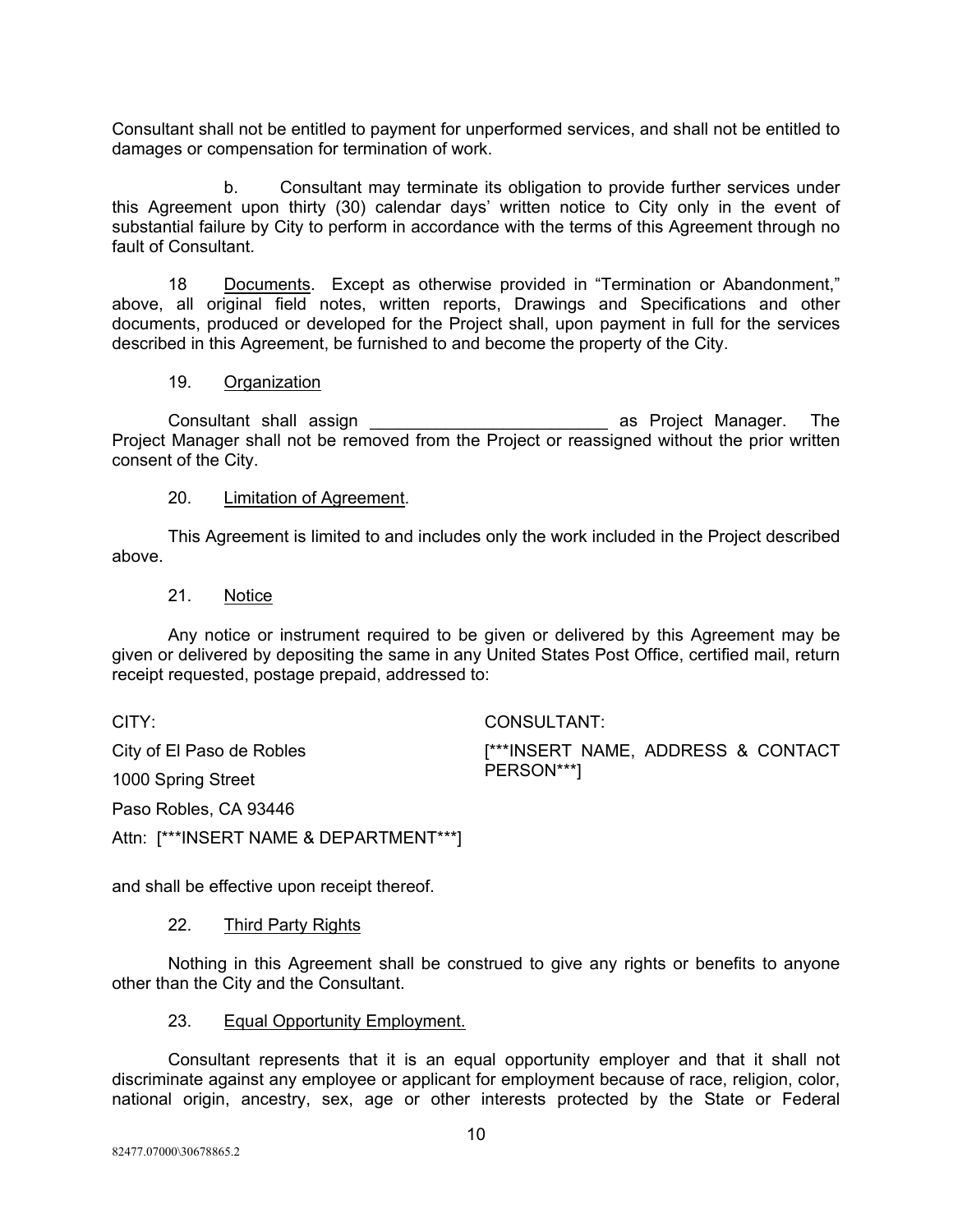Consultant shall not be entitled to payment for unperformed services, and shall not be entitled to damages or compensation for termination of work.

b. Consultant may terminate its obligation to provide further services under this Agreement upon thirty (30) calendar days' written notice to City only in the event of substantial failure by City to perform in accordance with the terms of this Agreement through no fault of Consultant.

18 Documents. Except as otherwise provided in "Termination or Abandonment," above, all original field notes, written reports, Drawings and Specifications and other documents, produced or developed for the Project shall, upon payment in full for the services described in this Agreement, be furnished to and become the property of the City.

19. Organization

Consultant shall assign _________________________ as Project Manager. The Project Manager shall not be removed from the Project or reassigned without the prior written consent of the City.

20. Limitation of Agreement.

This Agreement is limited to and includes only the work included in the Project described above.

21. Notice

Any notice or instrument required to be given or delivered by this Agreement may be given or delivered by depositing the same in any United States Post Office, certified mail, return receipt requested, postage prepaid, addressed to:

CITY:

City of El Paso de Robles

1000 Spring Street

Paso Robles, CA 93446

Attn: [***INSERT NAME & DEPARTMENT***]

CONSULTANT:

[***INSERT NAME, ADDRESS & CONTACT PERSON***]

and shall be effective upon receipt thereof.

22. Third Party Rights

Nothing in this Agreement shall be construed to give any rights or benefits to anyone other than the City and the Consultant.

23. Equal Opportunity Employment.

Consultant represents that it is an equal opportunity employer and that it shall not discriminate against any employee or applicant for employment because of race, religion, color, national origin, ancestry, sex, age or other interests protected by the State or Federal

82477.07000\30678865.2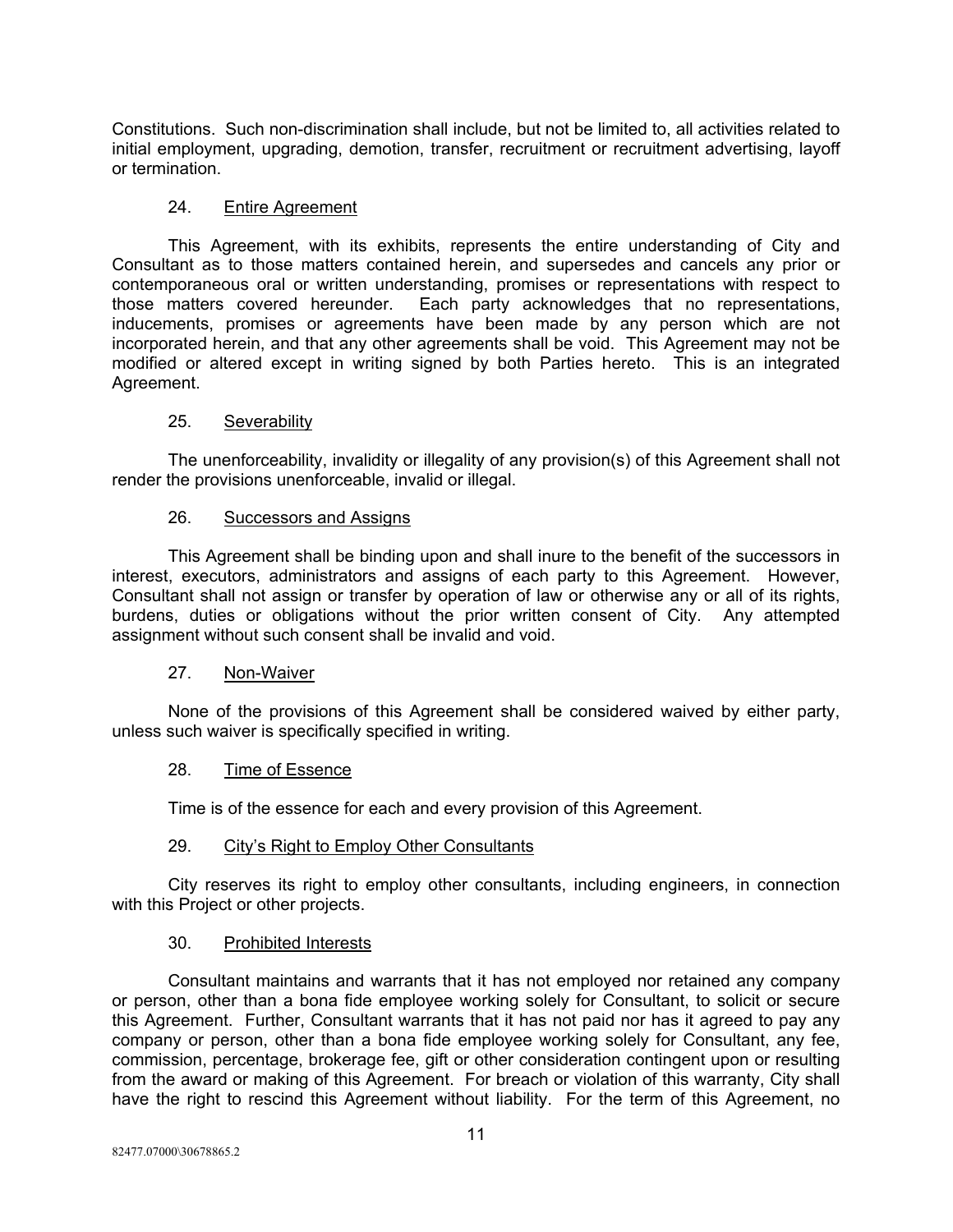Constitutions. Such non-discrimination shall include, but not be limited to, all activities related to initial employment, upgrading, demotion, transfer, recruitment or recruitment advertising, layoff or termination.

24. Entire Agreement

This Agreement, with its exhibits, represents the entire understanding of City and Consultant as to those matters contained herein, and supersedes and cancels any prior or contemporaneous oral or written understanding, promises or representations with respect to those matters covered hereunder. Each party acknowledges that no representations, inducements, promises or agreements have been made by any person which are not incorporated herein, and that any other agreements shall be void. This Agreement may not be modified or altered except in writing signed by both Parties hereto. This is an integrated Agreement.

25. Severability

The unenforceability, invalidity or illegality of any provision(s) of this Agreement shall not render the provisions unenforceable, invalid or illegal.

26. Successors and Assigns

This Agreement shall be binding upon and shall inure to the benefit of the successors in interest, executors, administrators and assigns of each party to this Agreement. However, Consultant shall not assign or transfer by operation of law or otherwise any or all of its rights, burdens, duties or obligations without the prior written consent of City. Any attempted assignment without such consent shall be invalid and void.

27. Non-Waiver

None of the provisions of this Agreement shall be considered waived by either party, unless such waiver is specifically specified in writing.

28. Time of Essence

Time is of the essence for each and every provision of this Agreement.

29. City's Right to Employ Other Consultants

City reserves its right to employ other consultants, including engineers, in connection with this Project or other projects.

30. Prohibited Interests

Consultant maintains and warrants that it has not employed nor retained any company or person, other than a bona fide employee working solely for Consultant, to solicit or secure this Agreement. Further, Consultant warrants that it has not paid nor has it agreed to pay any company or person, other than a bona fide employee working solely for Consultant, any fee, commission, percentage, brokerage fee, gift or other consideration contingent upon or resulting from the award or making of this Agreement. For breach or violation of this warranty, City shall have the right to rescind this Agreement without liability. For the term of this Agreement, no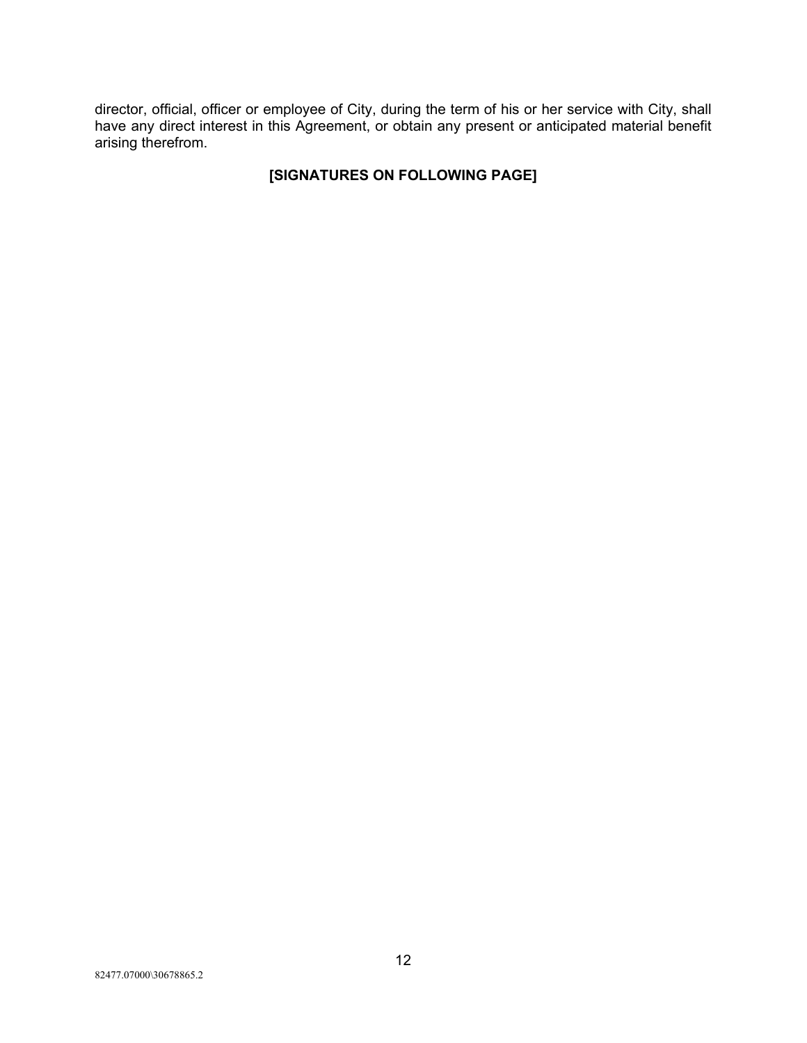director, official, officer or employee of City, during the term of his or her service with City, shall have any direct interest in this Agreement, or obtain any present or anticipated material benefit arising therefrom.

**[SIGNATURES ON FOLLOWING PAGE]**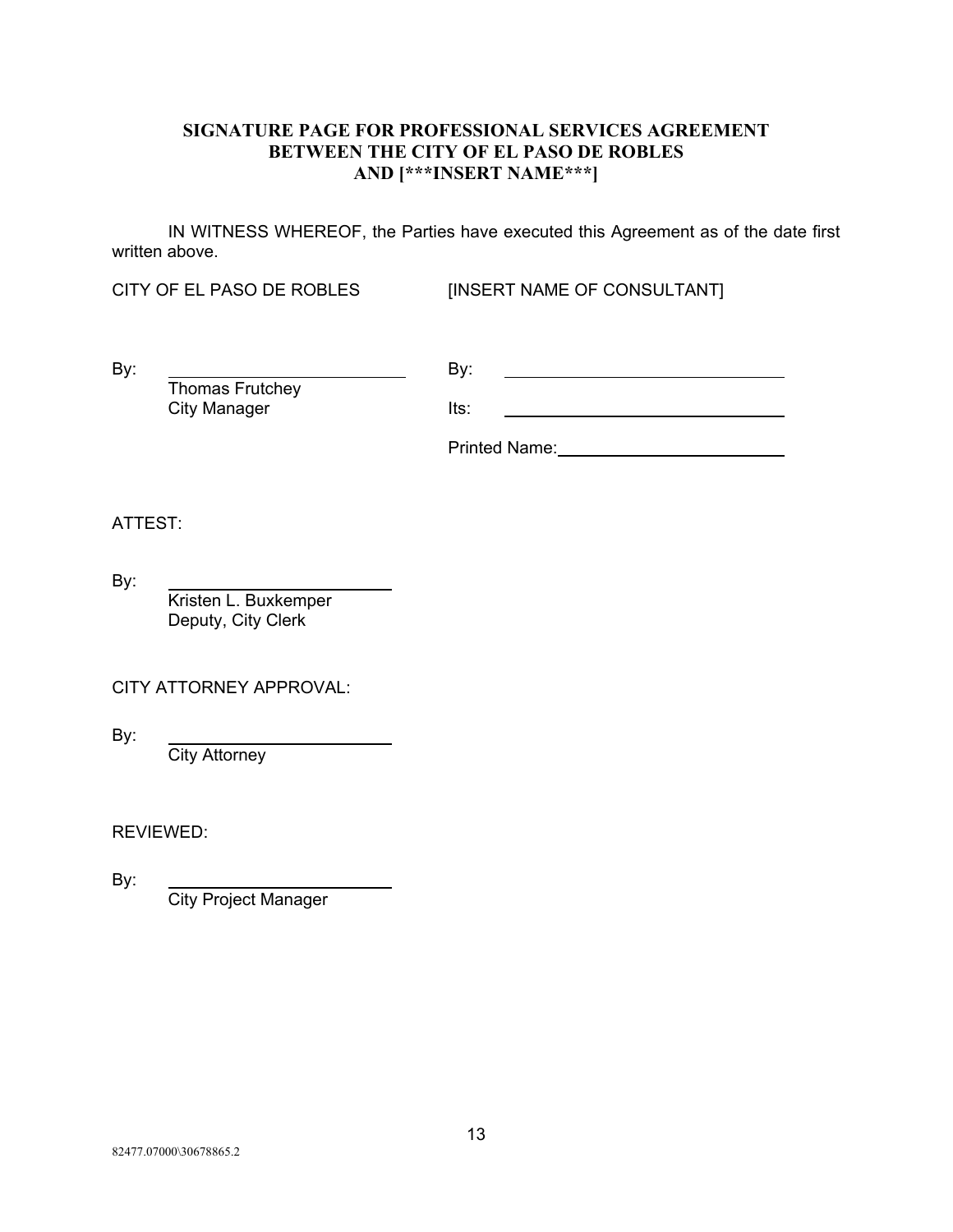**SIGNATURE PAGE FOR PROFESSIONAL SERVICES AGREEMENT BETWEEN THE CITY OF EL PASO DE ROBLES AND [***INSERT NAME***]**

IN WITNESS WHEREOF, the Parties have executed this Agreement as of the date first written above.

CITY OF EL PASO DE ROBLES

By: ______________________________
Thomas Frutchey
City Manager

[INSERT NAME OF CONSULTANT]

By: ______________________________

Its: ______________________________

Printed Name: ______________________________

ATTEST:

By: ______________________________
Kristen L. Buxkemper
Deputy, City Clerk

CITY ATTORNEY APPROVAL:

By: ______________________________
City Attorney

REVIEWED:

By: ______________________________
City Project Manager

82477.07000\30678865.2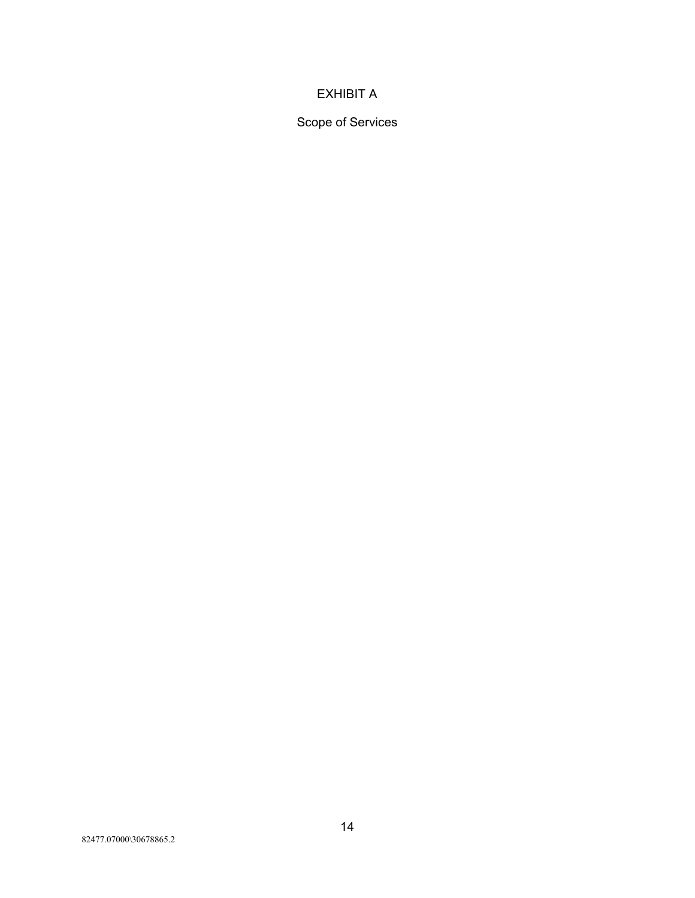# EXHIBIT A

## Scope of Services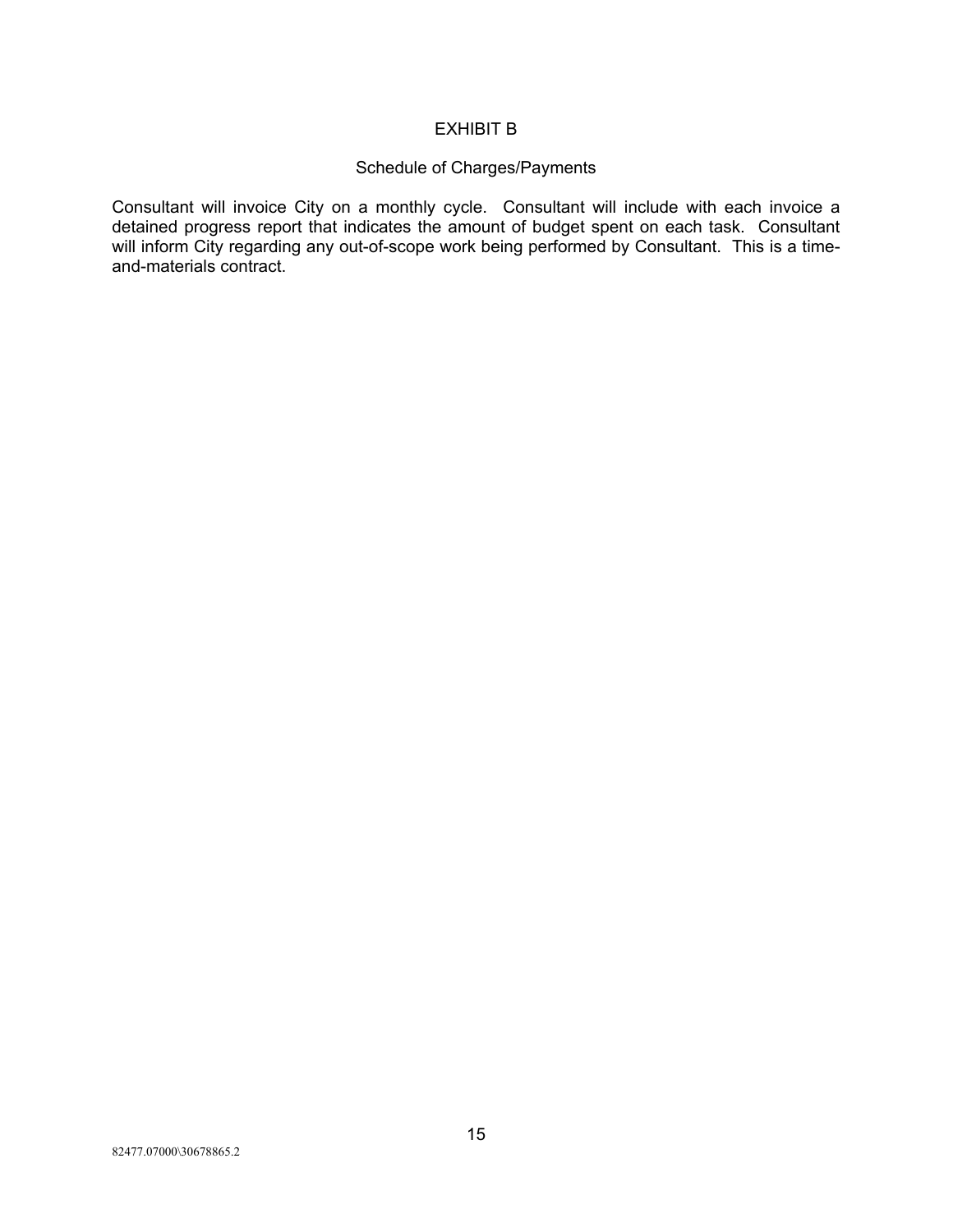# EXHIBIT B

## Schedule of Charges/Payments

Consultant will invoice City on a monthly cycle. Consultant will include with each invoice a detained progress report that indicates the amount of budget spent on each task. Consultant will inform City regarding any out-of-scope work being performed by Consultant. This is a time-and-materials contract.

82477.07000\30678865.2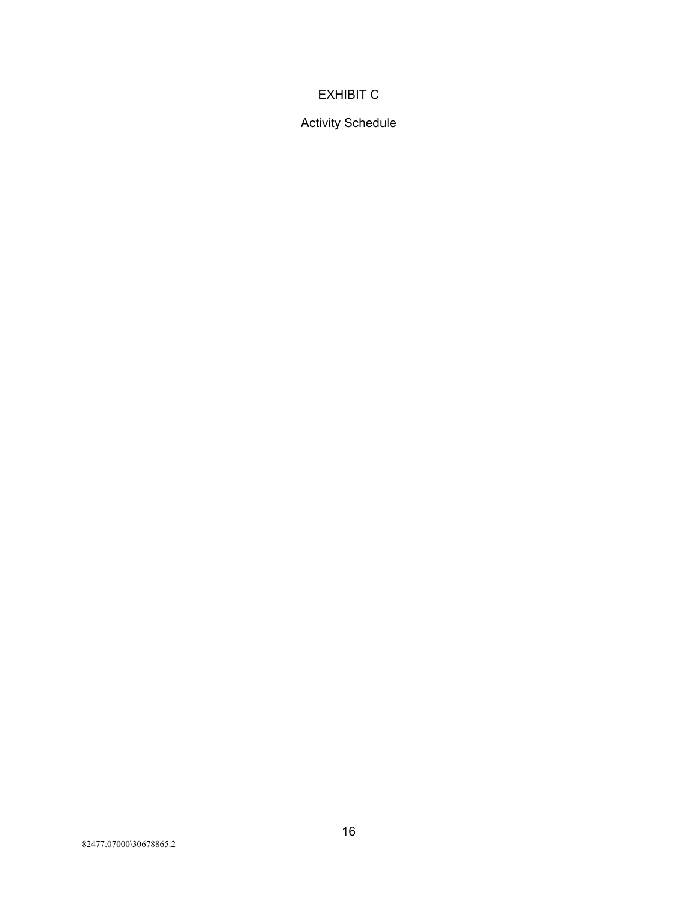# EXHIBIT C

## Activity Schedule

82477.07000\30678865.2